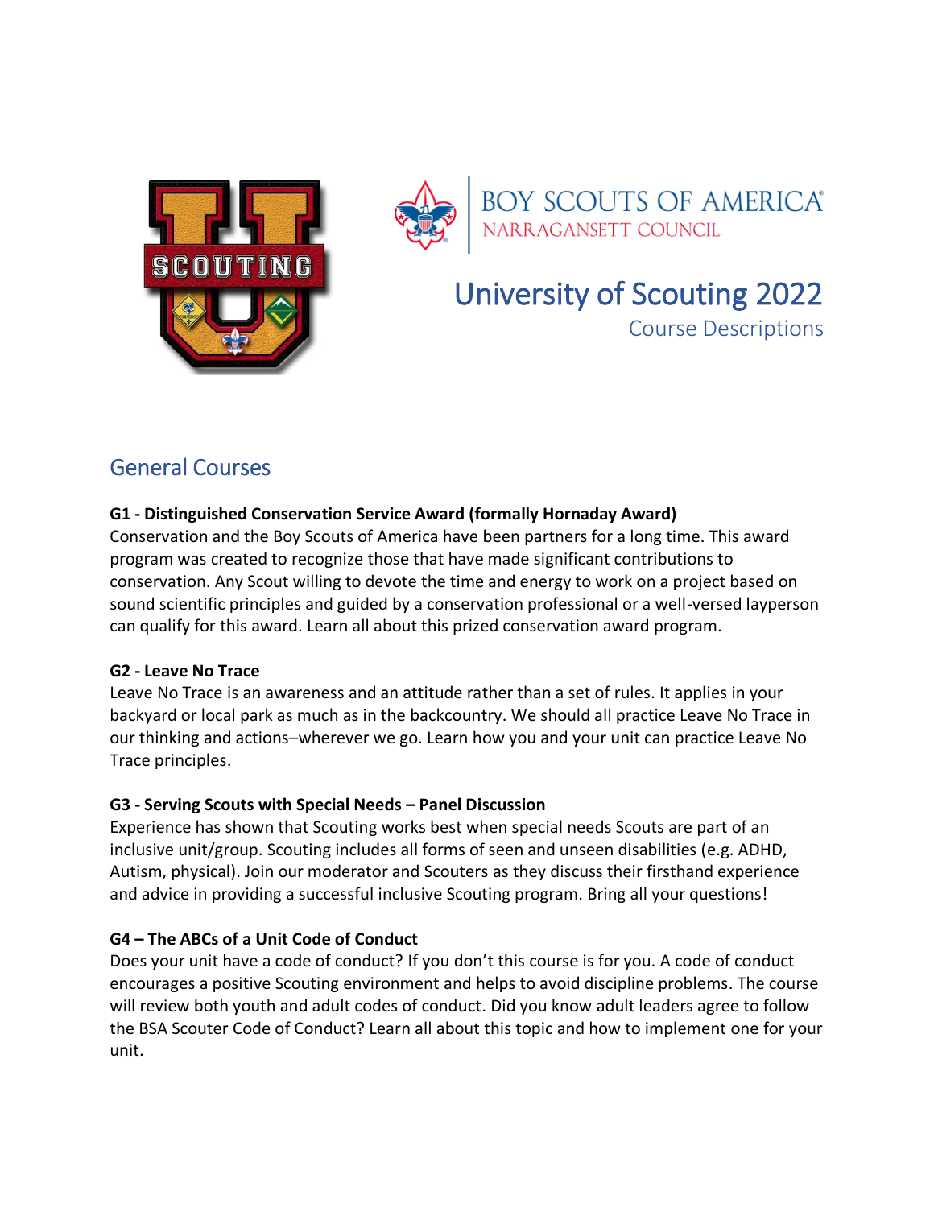BOY SCOUTS OF AMERICA
NARRAGANSETT COUNCIL

# University of Scouting 2022

Course Descriptions

## General Courses

**G1 - Distinguished Conservation Service Award (formally Hornaday Award)**
Conservation and the Boy Scouts of America have been partners for a long time. This award program was created to recognize those that have made significant contributions to conservation. Any Scout willing to devote the time and energy to work on a project based on sound scientific principles and guided by a conservation professional or a well-versed layperson can qualify for this award. Learn all about this prized conservation award program.

**G2 - Leave No Trace**
Leave No Trace is an awareness and an attitude rather than a set of rules. It applies in your backyard or local park as much as in the backcountry. We should all practice Leave No Trace in our thinking and actions–wherever we go. Learn how you and your unit can practice Leave No Trace principles.

**G3 - Serving Scouts with Special Needs – Panel Discussion**
Experience has shown that Scouting works best when special needs Scouts are part of an inclusive unit/group. Scouting includes all forms of seen and unseen disabilities (e.g. ADHD, Autism, physical). Join our moderator and Scouters as they discuss their firsthand experience and advice in providing a successful inclusive Scouting program. Bring all your questions!

**G4 – The ABCs of a Unit Code of Conduct**
Does your unit have a code of conduct? If you don't this course is for you. A code of conduct encourages a positive Scouting environment and helps to avoid discipline problems. The course will review both youth and adult codes of conduct. Did you know adult leaders agree to follow the BSA Scouter Code of Conduct? Learn all about this topic and how to implement one for your unit.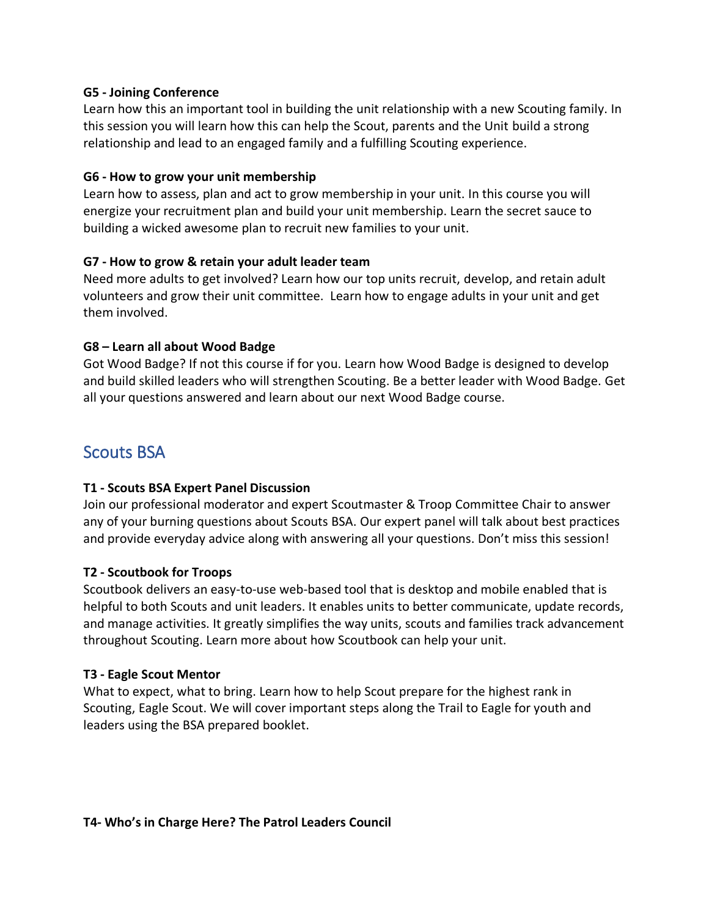**G5 - Joining Conference**
Learn how this an important tool in building the unit relationship with a new Scouting family. In this session you will learn how this can help the Scout, parents and the Unit build a strong relationship and lead to an engaged family and a fulfilling Scouting experience.

**G6 - How to grow your unit membership**
Learn how to assess, plan and act to grow membership in your unit. In this course you will energize your recruitment plan and build your unit membership. Learn the secret sauce to building a wicked awesome plan to recruit new families to your unit.

**G7 - How to grow & retain your adult leader team**
Need more adults to get involved? Learn how our top units recruit, develop, and retain adult volunteers and grow their unit committee. Learn how to engage adults in your unit and get them involved.

**G8 – Learn all about Wood Badge**
Got Wood Badge? If not this course if for you. Learn how Wood Badge is designed to develop and build skilled leaders who will strengthen Scouting. Be a better leader with Wood Badge. Get all your questions answered and learn about our next Wood Badge course.

## Scouts BSA

**T1 - Scouts BSA Expert Panel Discussion**
Join our professional moderator and expert Scoutmaster & Troop Committee Chair to answer any of your burning questions about Scouts BSA. Our expert panel will talk about best practices and provide everyday advice along with answering all your questions. Don't miss this session!

**T2 - Scoutbook for Troops**
Scoutbook delivers an easy-to-use web-based tool that is desktop and mobile enabled that is helpful to both Scouts and unit leaders. It enables units to better communicate, update records, and manage activities. It greatly simplifies the way units, scouts and families track advancement throughout Scouting. Learn more about how Scoutbook can help your unit.

**T3 - Eagle Scout Mentor**
What to expect, what to bring. Learn how to help Scout prepare for the highest rank in Scouting, Eagle Scout. We will cover important steps along the Trail to Eagle for youth and leaders using the BSA prepared booklet.

**T4- Who's in Charge Here? The Patrol Leaders Council**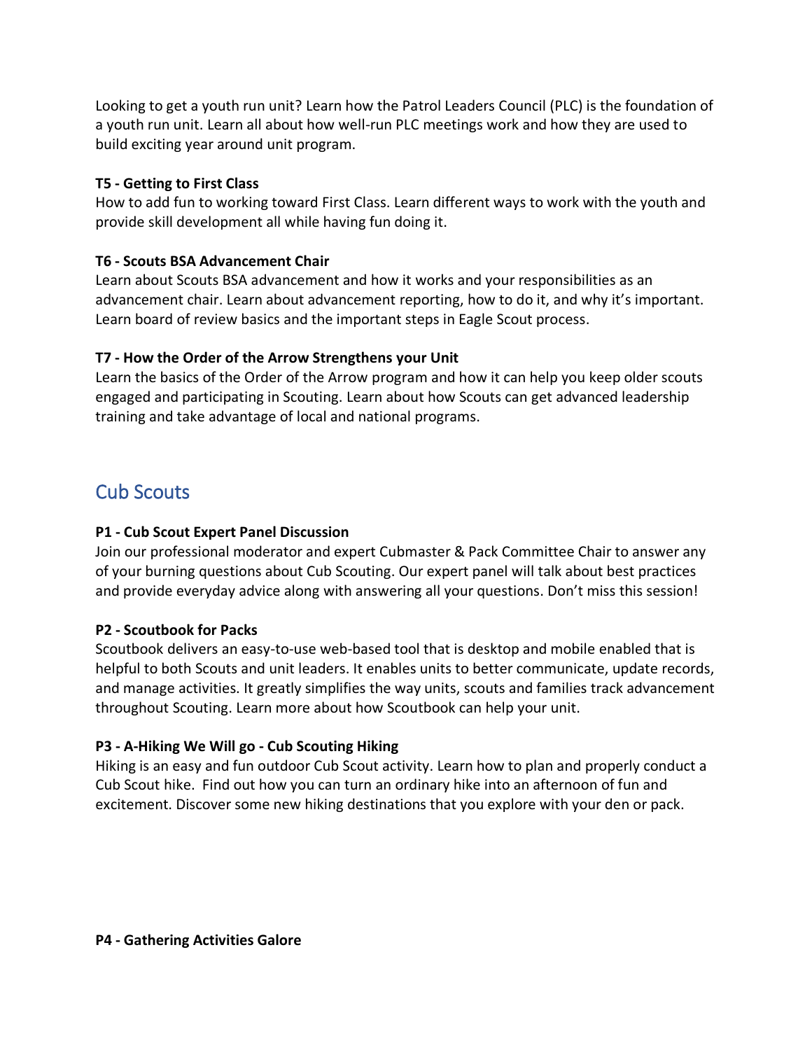Looking to get a youth run unit? Learn how the Patrol Leaders Council (PLC) is the foundation of a youth run unit. Learn all about how well-run PLC meetings work and how they are used to build exciting year around unit program.

**T5 - Getting to First Class**
How to add fun to working toward First Class. Learn different ways to work with the youth and provide skill development all while having fun doing it.

**T6 - Scouts BSA Advancement Chair**
Learn about Scouts BSA advancement and how it works and your responsibilities as an advancement chair. Learn about advancement reporting, how to do it, and why it's important. Learn board of review basics and the important steps in Eagle Scout process.

**T7 - How the Order of the Arrow Strengthens your Unit**
Learn the basics of the Order of the Arrow program and how it can help you keep older scouts engaged and participating in Scouting. Learn about how Scouts can get advanced leadership training and take advantage of local and national programs.

## Cub Scouts

**P1 - Cub Scout Expert Panel Discussion**
Join our professional moderator and expert Cubmaster & Pack Committee Chair to answer any of your burning questions about Cub Scouting. Our expert panel will talk about best practices and provide everyday advice along with answering all your questions. Don't miss this session!

**P2 - Scoutbook for Packs**
Scoutbook delivers an easy-to-use web-based tool that is desktop and mobile enabled that is helpful to both Scouts and unit leaders. It enables units to better communicate, update records, and manage activities. It greatly simplifies the way units, scouts and families track advancement throughout Scouting. Learn more about how Scoutbook can help your unit.

**P3 - A-Hiking We Will go - Cub Scouting Hiking**
Hiking is an easy and fun outdoor Cub Scout activity. Learn how to plan and properly conduct a Cub Scout hike. Find out how you can turn an ordinary hike into an afternoon of fun and excitement. Discover some new hiking destinations that you explore with your den or pack.

**P4 - Gathering Activities Galore**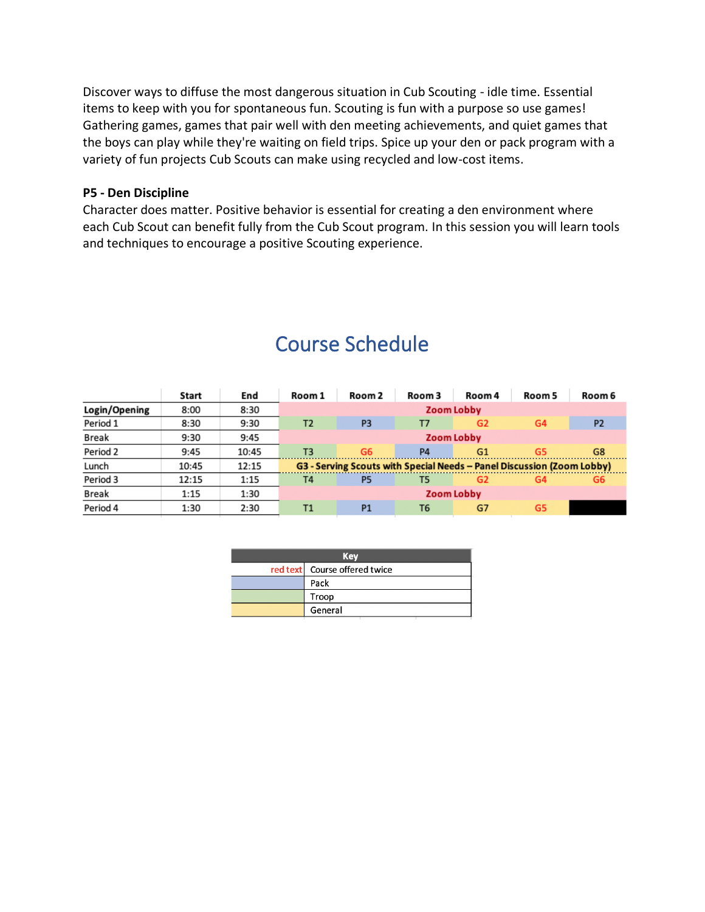Discover ways to diffuse the most dangerous situation in Cub Scouting - idle time. Essential items to keep with you for spontaneous fun. Scouting is fun with a purpose so use games! Gathering games, games that pair well with den meeting achievements, and quiet games that the boys can play while they're waiting on field trips. Spice up your den or pack program with a variety of fun projects Cub Scouts can make using recycled and low-cost items.

**P5 - Den Discipline**

Character does matter. Positive behavior is essential for creating a den environment where each Cub Scout can benefit fully from the Cub Scout program. In this session you will learn tools and techniques to encourage a positive Scouting experience.

# Course Schedule

| | Start | End | Room 1 | Room 2 | Room 3 | Room 4 | Room 5 | Room 6 |
|---|---|---|---|---|---|---|---|---|
| **Login/Opening** | 8:00 | 8:30 | Zoom Lobby | | | | | |
| Period 1 | 8:30 | 9:30 | T2 | P3 | T7 | G2 | G4 | P2 |
| Break | 9:30 | 9:45 | Zoom Lobby | | | | | |
| Period 2 | 9:45 | 10:45 | T3 | G6 | P4 | G1 | G5 | G8 |
| Lunch | 10:45 | 12:15 | G3 - Serving Scouts with Special Needs – Panel Discussion (Zoom Lobby) | | | | | |
| Period 3 | 12:15 | 1:15 | T4 | P5 | T5 | G2 | G4 | G6 |
| Break | 1:15 | 1:30 | Zoom Lobby | | | | | |
| Period 4 | 1:30 | 2:30 | T1 | P1 | T6 | G7 | G5 | |

| Key | |
|---|---|
| red text | Course offered twice |
| | Pack |
| | Troop |
| | General |